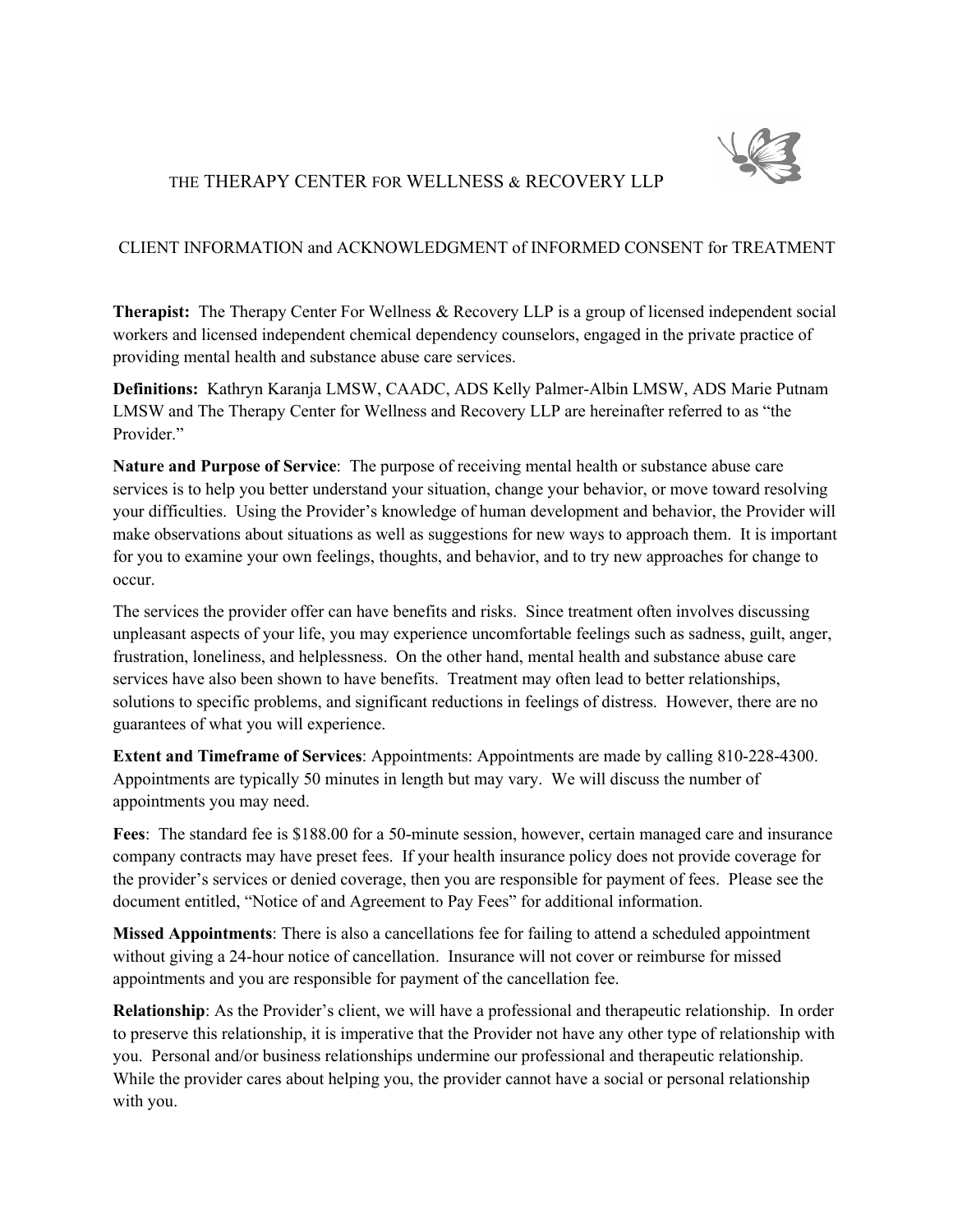# THE THERAPY CENTER FOR WELLNESS & RECOVERY LLP

## CLIENT INFORMATION and ACKNOWLEDGMENT of INFORMED CONSENT for TREATMENT

**Therapist:** The Therapy Center For Wellness & Recovery LLP is a group of licensed independent social workers and licensed independent chemical dependency counselors, engaged in the private practice of providing mental health and substance abuse care services.

**Definitions:** Kathryn Karanja LMSW, CAADC, ADS Kelly Palmer-Albin LMSW, ADS Marie Putnam LMSW and The Therapy Center for Wellness and Recovery LLP are hereinafter referred to as "the Provider."

**Nature and Purpose of Service**: The purpose of receiving mental health or substance abuse care services is to help you better understand your situation, change your behavior, or move toward resolving your difficulties. Using the Provider's knowledge of human development and behavior, the Provider will make observations about situations as well as suggestions for new ways to approach them. It is important for you to examine your own feelings, thoughts, and behavior, and to try new approaches for change to occur.

The services the provider offer can have benefits and risks. Since treatment often involves discussing unpleasant aspects of your life, you may experience uncomfortable feelings such as sadness, guilt, anger, frustration, loneliness, and helplessness. On the other hand, mental health and substance abuse care services have also been shown to have benefits. Treatment may often lead to better relationships, solutions to specific problems, and significant reductions in feelings of distress. However, there are no guarantees of what you will experience.

**Extent and Timeframe of Services**: Appointments: Appointments are made by calling 810-228-4300. Appointments are typically 50 minutes in length but may vary. We will discuss the number of appointments you may need.

**Fees**: The standard fee is $188.00 for a 50-minute session, however, certain managed care and insurance company contracts may have preset fees. If your health insurance policy does not provide coverage for the provider's services or denied coverage, then you are responsible for payment of fees. Please see the document entitled, "Notice of and Agreement to Pay Fees" for additional information.

**Missed Appointments**: There is also a cancellations fee for failing to attend a scheduled appointment without giving a 24-hour notice of cancellation. Insurance will not cover or reimburse for missed appointments and you are responsible for payment of the cancellation fee.

**Relationship**: As the Provider's client, we will have a professional and therapeutic relationship. In order to preserve this relationship, it is imperative that the Provider not have any other type of relationship with you. Personal and/or business relationships undermine our professional and therapeutic relationship. While the provider cares about helping you, the provider cannot have a social or personal relationship with you.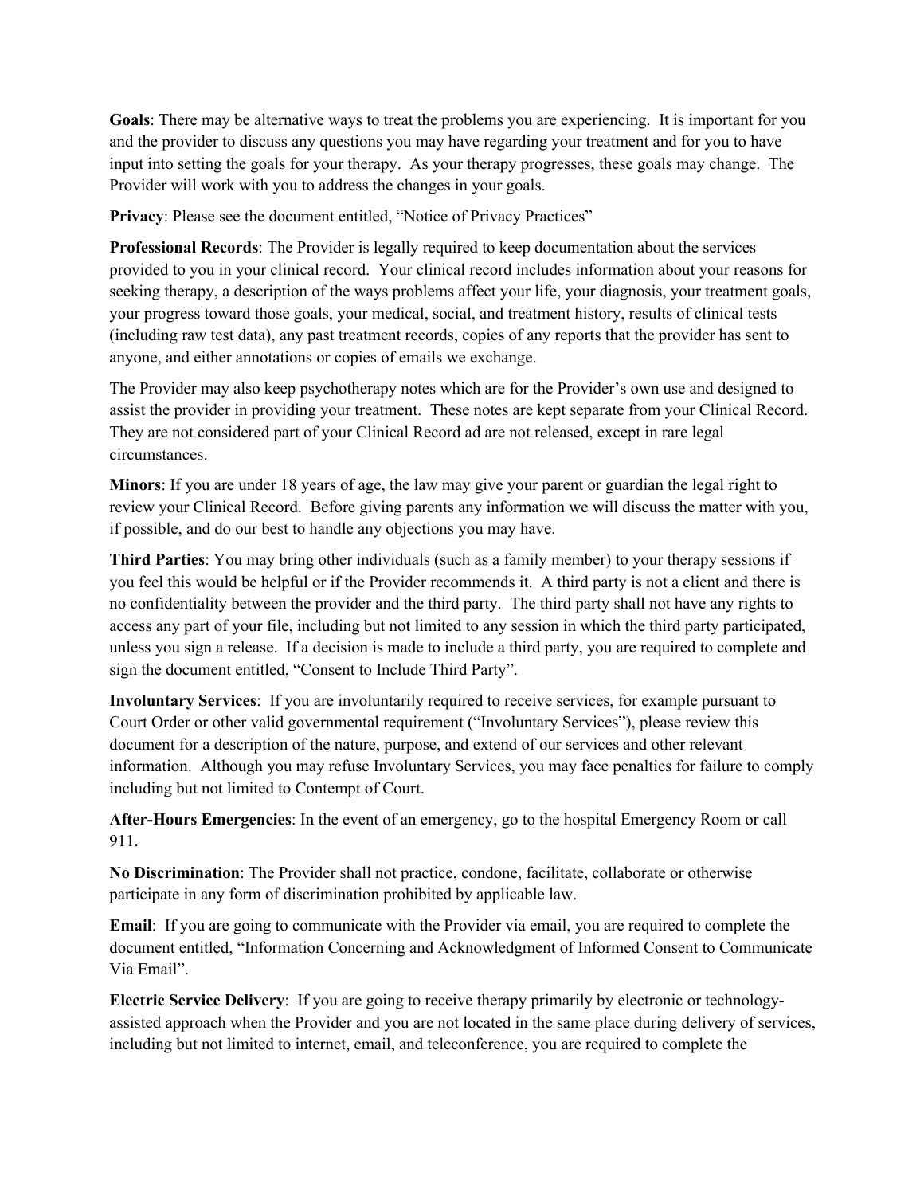**Goals**: There may be alternative ways to treat the problems you are experiencing. It is important for you and the provider to discuss any questions you may have regarding your treatment and for you to have input into setting the goals for your therapy. As your therapy progresses, these goals may change. The Provider will work with you to address the changes in your goals.

**Privacy**: Please see the document entitled, "Notice of Privacy Practices"

**Professional Records**: The Provider is legally required to keep documentation about the services provided to you in your clinical record. Your clinical record includes information about your reasons for seeking therapy, a description of the ways problems affect your life, your diagnosis, your treatment goals, your progress toward those goals, your medical, social, and treatment history, results of clinical tests (including raw test data), any past treatment records, copies of any reports that the provider has sent to anyone, and either annotations or copies of emails we exchange.

The Provider may also keep psychotherapy notes which are for the Provider's own use and designed to assist the provider in providing your treatment. These notes are kept separate from your Clinical Record. They are not considered part of your Clinical Record ad are not released, except in rare legal circumstances.

**Minors**: If you are under 18 years of age, the law may give your parent or guardian the legal right to review your Clinical Record. Before giving parents any information we will discuss the matter with you, if possible, and do our best to handle any objections you may have.

**Third Parties**: You may bring other individuals (such as a family member) to your therapy sessions if you feel this would be helpful or if the Provider recommends it. A third party is not a client and there is no confidentiality between the provider and the third party. The third party shall not have any rights to access any part of your file, including but not limited to any session in which the third party participated, unless you sign a release. If a decision is made to include a third party, you are required to complete and sign the document entitled, "Consent to Include Third Party".

**Involuntary Services**: If you are involuntarily required to receive services, for example pursuant to Court Order or other valid governmental requirement ("Involuntary Services"), please review this document for a description of the nature, purpose, and extend of our services and other relevant information. Although you may refuse Involuntary Services, you may face penalties for failure to comply including but not limited to Contempt of Court.

**After-Hours Emergencies**: In the event of an emergency, go to the hospital Emergency Room or call 911.

**No Discrimination**: The Provider shall not practice, condone, facilitate, collaborate or otherwise participate in any form of discrimination prohibited by applicable law.

**Email**: If you are going to communicate with the Provider via email, you are required to complete the document entitled, "Information Concerning and Acknowledgment of Informed Consent to Communicate Via Email".

**Electric Service Delivery**: If you are going to receive therapy primarily by electronic or technology-assisted approach when the Provider and you are not located in the same place during delivery of services, including but not limited to internet, email, and teleconference, you are required to complete the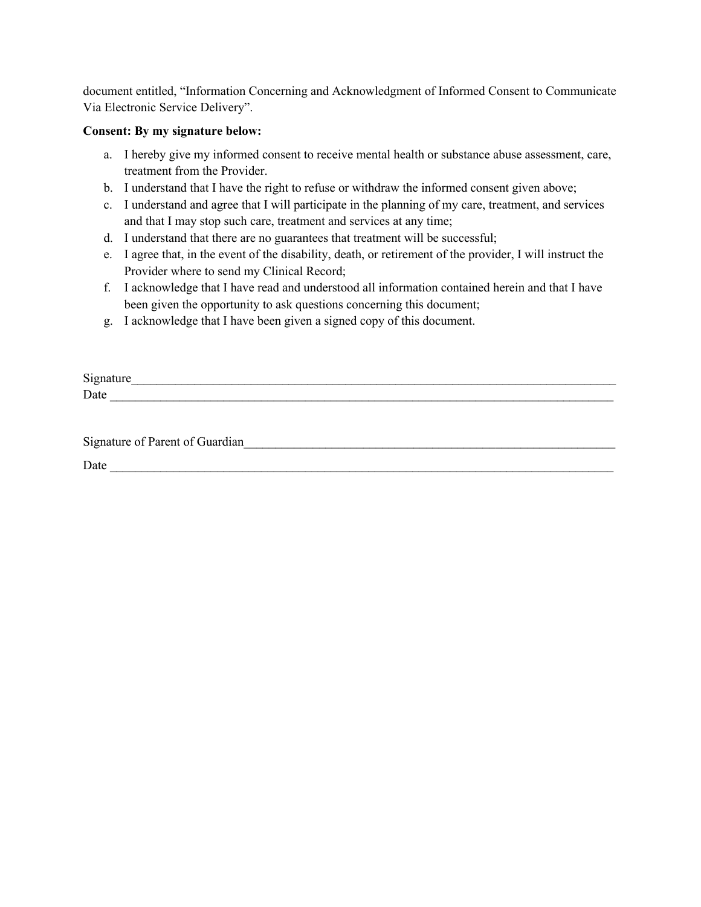document entitled, "Information Concerning and Acknowledgment of Informed Consent to Communicate Via Electronic Service Delivery".

**Consent: By my signature below:**

a. I hereby give my informed consent to receive mental health or substance abuse assessment, care, treatment from the Provider.
b. I understand that I have the right to refuse or withdraw the informed consent given above;
c. I understand and agree that I will participate in the planning of my care, treatment, and services and that I may stop such care, treatment and services at any time;
d. I understand that there are no guarantees that treatment will be successful;
e. I agree that, in the event of the disability, death, or retirement of the provider, I will instruct the Provider where to send my Clinical Record;
f. I acknowledge that I have read and understood all information contained herein and that I have been given the opportunity to ask questions concerning this document;
g. I acknowledge that I have been given a signed copy of this document.

Signature_______________________________________________________________________________
Date _________________________________________________________________________________

Signature of Parent of Guardian______________________________________________________________

Date _________________________________________________________________________________